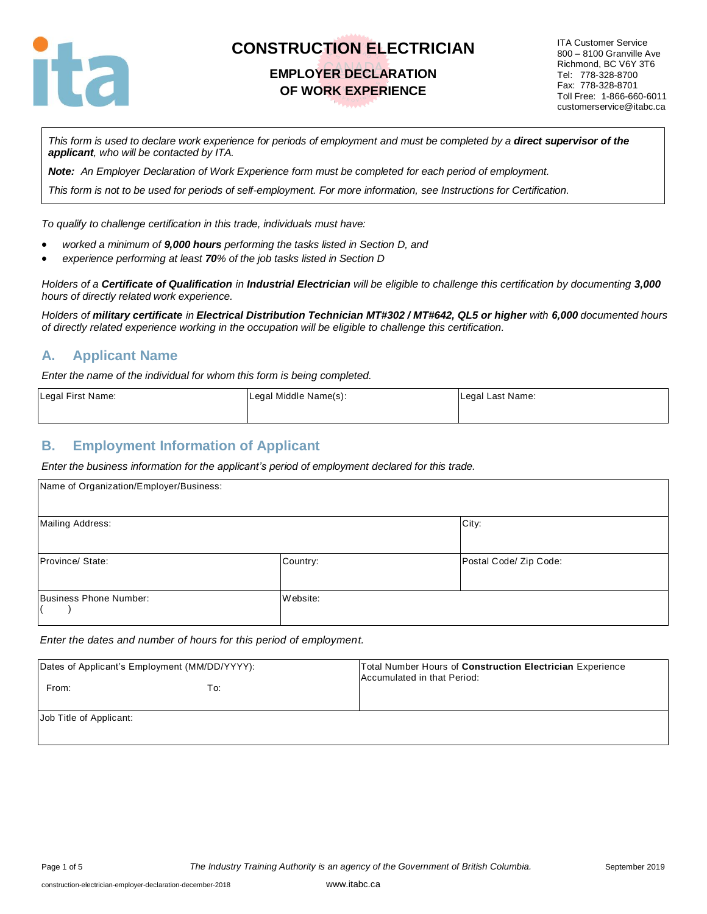# CONSTRUCTION ELECTRICIAN

## EMPLOYER DECLARATION OF WORK EXPERIENCE

ITA Customer Service
800 – 8100 Granville Ave
Richmond, BC V6Y 3T6
Tel: 778-328-8700
Fax: 778-328-8701
Toll Free: 1-866-660-6011
customerservice@itabc.ca

*This form is used to declare work experience for periods of employment and must be completed by a **direct supervisor of the applicant**, who will be contacted by ITA.*

***Note:** An Employer Declaration of Work Experience form must be completed for each period of employment.*

*This form is not to be used for periods of self-employment. For more information, see Instructions for Certification.*

*To qualify to challenge certification in this trade, individuals must have:*

- *worked a minimum of **9,000 hours** performing the tasks listed in Section D, and*
- *experience performing at least **70**% of the job tasks listed in Section D*

*Holders of a **Certificate of Qualification** in **Industrial Electrician** will be eligible to challenge this certification by documenting **3,000** hours of directly related work experience.*

*Holders of **military certificate** in **Electrical Distribution Technician MT#302 / MT#642, QL5 or higher** with **6,000** documented hours of directly related experience working in the occupation will be eligible to challenge this certification.*

## A. Applicant Name

*Enter the name of the individual for whom this form is being completed.*

| Legal First Name: | Legal Middle Name(s): | Legal Last Name: |
|---|---|---|
| | | |

## B. Employment Information of Applicant

*Enter the business information for the applicant's period of employment declared for this trade.*

| Name of Organization/Employer/Business: | | |
|---|---|---|
| Mailing Address: | | City: |
| Province/ State: | Country: | Postal Code/ Zip Code: |
| Business Phone Number: ( ) | Website: | |

*Enter the dates and number of hours for this period of employment.*

| Dates of Applicant's Employment (MM/DD/YYYY): From: To: | Total Number Hours of **Construction Electrician** Experience Accumulated in that Period: |
|---|---|
| Job Title of Applicant: | |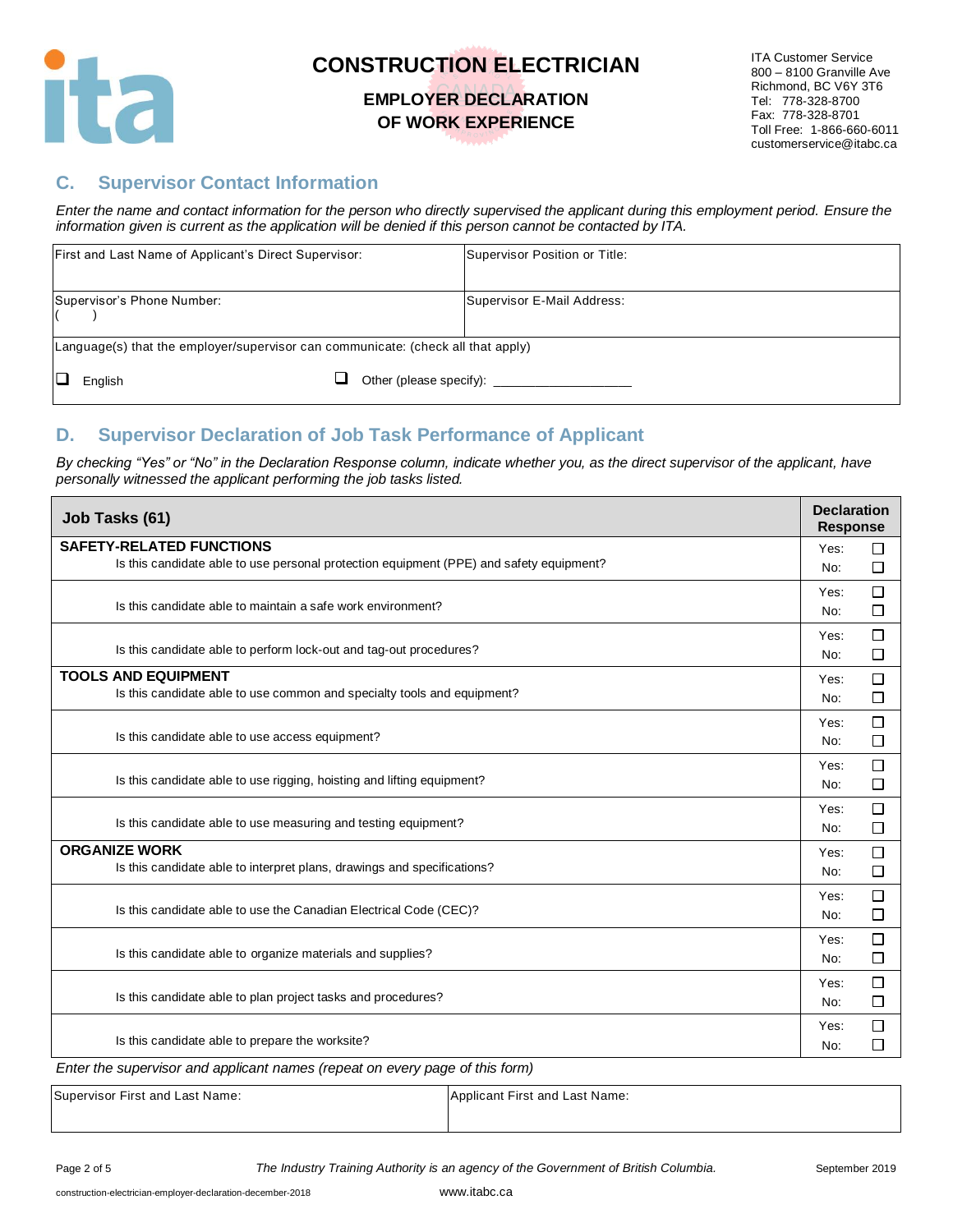# CONSTRUCTION ELECTRICIAN

## EMPLOYER DECLARATION OF WORK EXPERIENCE

ITA Customer Service
800 – 8100 Granville Ave
Richmond, BC V6Y 3T6
Tel: 778-328-8700
Fax: 778-328-8701
Toll Free: 1-866-660-6011
customerservice@itabc.ca

## C. Supervisor Contact Information

*Enter the name and contact information for the person who directly supervised the applicant during this employment period. Ensure the information given is current as the application will be denied if this person cannot be contacted by ITA.*

| First and Last Name of Applicant's Direct Supervisor: | Supervisor Position or Title: |
|---|---|
| Supervisor's Phone Number: ( ) | Supervisor E-Mail Address: |
| Language(s) that the employer/supervisor can communicate: (check all that apply) ☐ English ☐ Other (please specify): ___________________ | |

## D. Supervisor Declaration of Job Task Performance of Applicant

*By checking "Yes" or "No" in the Declaration Response column, indicate whether you, as the direct supervisor of the applicant, have personally witnessed the applicant performing the job tasks listed.*

| Job Tasks (61) | Declaration Response |
|---|---|
| **SAFETY-RELATED FUNCTIONS** Is this candidate able to use personal protection equipment (PPE) and safety equipment? | Yes: ☐ No: ☐ |
| Is this candidate able to maintain a safe work environment? | Yes: ☐ No: ☐ |
| Is this candidate able to perform lock-out and tag-out procedures? | Yes: ☐ No: ☐ |
| **TOOLS AND EQUIPMENT** Is this candidate able to use common and specialty tools and equipment? | Yes: ☐ No: ☐ |
| Is this candidate able to use access equipment? | Yes: ☐ No: ☐ |
| Is this candidate able to use rigging, hoisting and lifting equipment? | Yes: ☐ No: ☐ |
| Is this candidate able to use measuring and testing equipment? | Yes: ☐ No: ☐ |
| **ORGANIZE WORK** Is this candidate able to interpret plans, drawings and specifications? | Yes: ☐ No: ☐ |
| Is this candidate able to use the Canadian Electrical Code (CEC)? | Yes: ☐ No: ☐ |
| Is this candidate able to organize materials and supplies? | Yes: ☐ No: ☐ |
| Is this candidate able to plan project tasks and procedures? | Yes: ☐ No: ☐ |
| Is this candidate able to prepare the worksite? | Yes: ☐ No: ☐ |

*Enter the supervisor and applicant names (repeat on every page of this form)*

| Supervisor First and Last Name: | Applicant First and Last Name: |
|---|---|
| | |

*The Industry Training Authority is an agency of the Government of British Columbia.*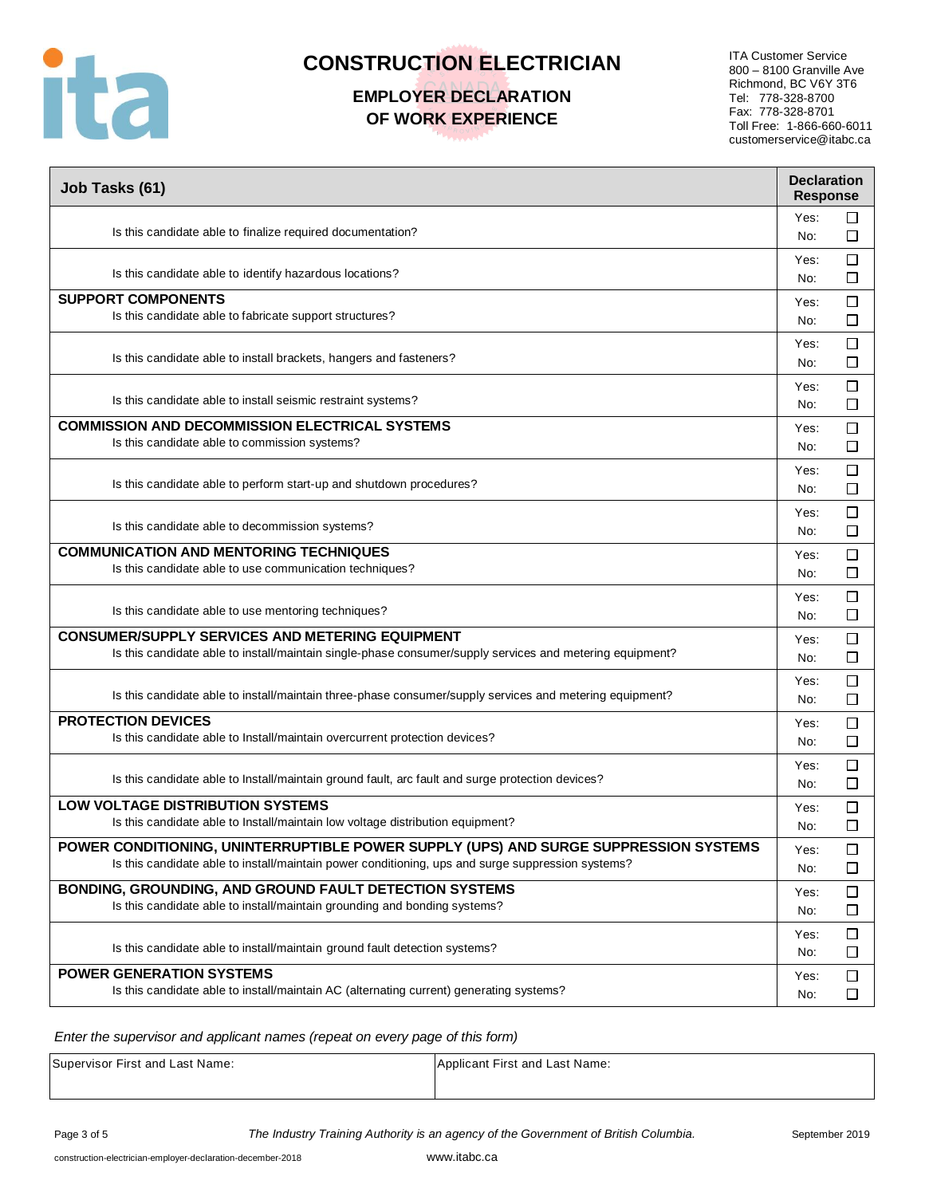# CONSTRUCTION ELECTRICIAN

## EMPLOYER DECLARATION OF WORK EXPERIENCE

ITA Customer Service
800 – 8100 Granville Ave
Richmond, BC V6Y 3T6
Tel: 778-328-8700
Fax: 778-328-8701
Toll Free: 1-866-660-6011
customerservice@itabc.ca

| Job Tasks (61) | Declaration Response |
|---|---|
| Is this candidate able to finalize required documentation? | Yes: ☐ No: ☐ |
| Is this candidate able to identify hazardous locations? | Yes: ☐ No: ☐ |
| **SUPPORT COMPONENTS** | |
| Is this candidate able to fabricate support structures? | Yes: ☐ No: ☐ |
| Is this candidate able to install brackets, hangers and fasteners? | Yes: ☐ No: ☐ |
| Is this candidate able to install seismic restraint systems? | Yes: ☐ No: ☐ |
| **COMMISSION AND DECOMMISSION ELECTRICAL SYSTEMS** | |
| Is this candidate able to commission systems? | Yes: ☐ No: ☐ |
| Is this candidate able to perform start-up and shutdown procedures? | Yes: ☐ No: ☐ |
| Is this candidate able to decommission systems? | Yes: ☐ No: ☐ |
| **COMMUNICATION AND MENTORING TECHNIQUES** | |
| Is this candidate able to use communication techniques? | Yes: ☐ No: ☐ |
| Is this candidate able to use mentoring techniques? | Yes: ☐ No: ☐ |
| **CONSUMER/SUPPLY SERVICES AND METERING EQUIPMENT** | |
| Is this candidate able to install/maintain single-phase consumer/supply services and metering equipment? | Yes: ☐ No: ☐ |
| Is this candidate able to install/maintain three-phase consumer/supply services and metering equipment? | Yes: ☐ No: ☐ |
| **PROTECTION DEVICES** | |
| Is this candidate able to Install/maintain overcurrent protection devices? | Yes: ☐ No: ☐ |
| Is this candidate able to Install/maintain ground fault, arc fault and surge protection devices? | Yes: ☐ No: ☐ |
| **LOW VOLTAGE DISTRIBUTION SYSTEMS** | |
| Is this candidate able to Install/maintain low voltage distribution equipment? | Yes: ☐ No: ☐ |
| **POWER CONDITIONING, UNINTERRUPTIBLE POWER SUPPLY (UPS) AND SURGE SUPPRESSION SYSTEMS** | |
| Is this candidate able to install/maintain power conditioning, ups and surge suppression systems? | Yes: ☐ No: ☐ |
| **BONDING, GROUNDING, AND GROUND FAULT DETECTION SYSTEMS** | |
| Is this candidate able to install/maintain grounding and bonding systems? | Yes: ☐ No: ☐ |
| Is this candidate able to install/maintain ground fault detection systems? | Yes: ☐ No: ☐ |
| **POWER GENERATION SYSTEMS** | |
| Is this candidate able to install/maintain AC (alternating current) generating systems? | Yes: ☐ No: ☐ |

*Enter the supervisor and applicant names (repeat on every page of this form)*

| Supervisor First and Last Name: | Applicant First and Last Name: |
|---|---|
| | |

*The Industry Training Authority is an agency of the Government of British Columbia.*

September 2019

construction-electrician-employer-declaration-december-2018

www.itabc.ca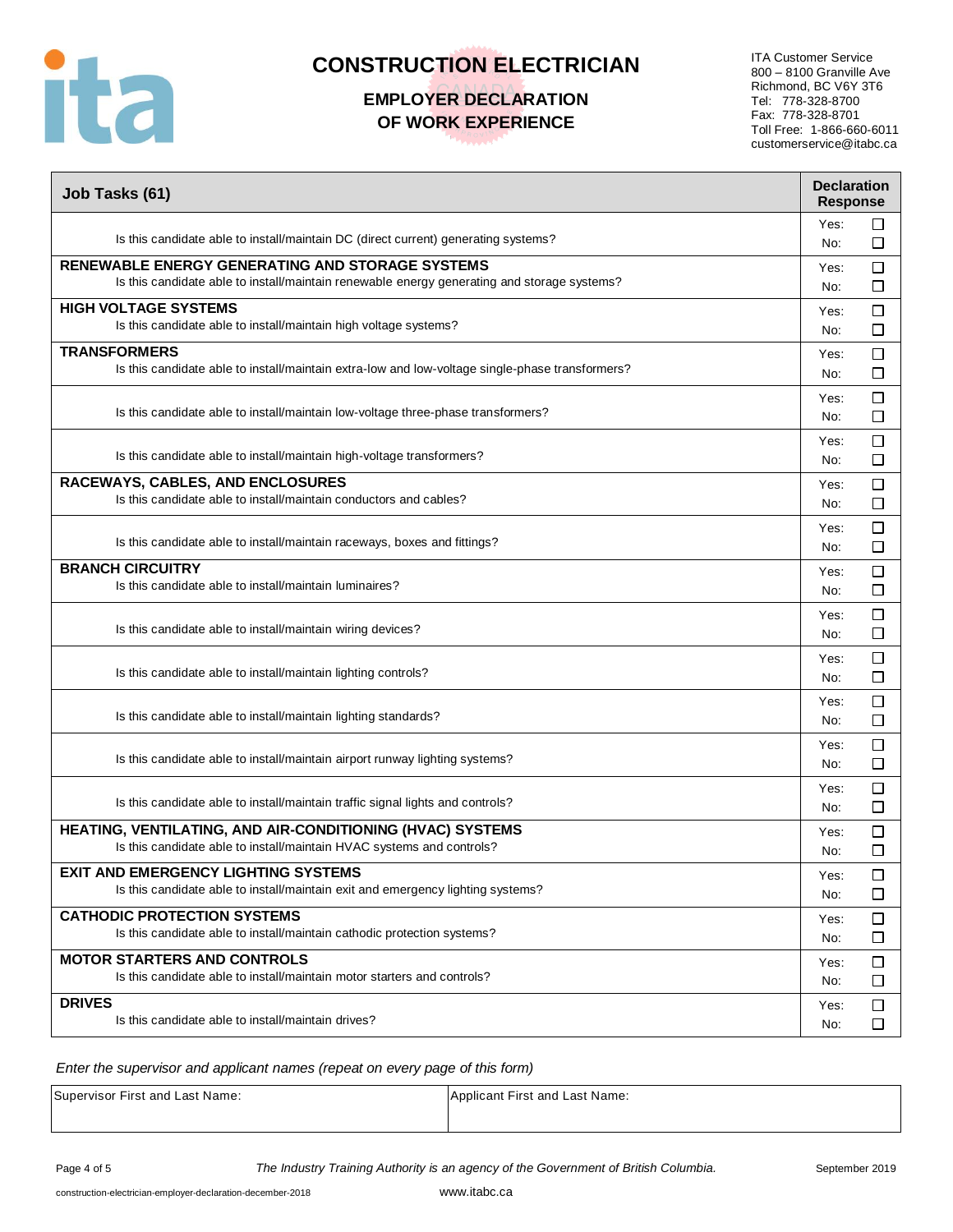# CONSTRUCTION ELECTRICIAN

## EMPLOYER DECLARATION OF WORK EXPERIENCE

ITA Customer Service
800 – 8100 Granville Ave
Richmond, BC V6Y 3T6
Tel: 778-328-8700
Fax: 778-328-8701
Toll Free: 1-866-660-6011
customerservice@itabc.ca

| Job Tasks (61) | Declaration Response |
|---|---|
| Is this candidate able to install/maintain DC (direct current) generating systems? | Yes: ☐ No: ☐ |
| **RENEWABLE ENERGY GENERATING AND STORAGE SYSTEMS** Is this candidate able to install/maintain renewable energy generating and storage systems? | Yes: ☐ No: ☐ |
| **HIGH VOLTAGE SYSTEMS** Is this candidate able to install/maintain high voltage systems? | Yes: ☐ No: ☐ |
| **TRANSFORMERS** Is this candidate able to install/maintain extra-low and low-voltage single-phase transformers? | Yes: ☐ No: ☐ |
| Is this candidate able to install/maintain low-voltage three-phase transformers? | Yes: ☐ No: ☐ |
| Is this candidate able to install/maintain high-voltage transformers? | Yes: ☐ No: ☐ |
| **RACEWAYS, CABLES, AND ENCLOSURES** Is this candidate able to install/maintain conductors and cables? | Yes: ☐ No: ☐ |
| Is this candidate able to install/maintain raceways, boxes and fittings? | Yes: ☐ No: ☐ |
| **BRANCH CIRCUITRY** Is this candidate able to install/maintain luminaires? | Yes: ☐ No: ☐ |
| Is this candidate able to install/maintain wiring devices? | Yes: ☐ No: ☐ |
| Is this candidate able to install/maintain lighting controls? | Yes: ☐ No: ☐ |
| Is this candidate able to install/maintain lighting standards? | Yes: ☐ No: ☐ |
| Is this candidate able to install/maintain airport runway lighting systems? | Yes: ☐ No: ☐ |
| Is this candidate able to install/maintain traffic signal lights and controls? | Yes: ☐ No: ☐ |
| **HEATING, VENTILATING, AND AIR-CONDITIONING (HVAC) SYSTEMS** Is this candidate able to install/maintain HVAC systems and controls? | Yes: ☐ No: ☐ |
| **EXIT AND EMERGENCY LIGHTING SYSTEMS** Is this candidate able to install/maintain exit and emergency lighting systems? | Yes: ☐ No: ☐ |
| **CATHODIC PROTECTION SYSTEMS** Is this candidate able to install/maintain cathodic protection systems? | Yes: ☐ No: ☐ |
| **MOTOR STARTERS AND CONTROLS** Is this candidate able to install/maintain motor starters and controls? | Yes: ☐ No: ☐ |
| **DRIVES** Is this candidate able to install/maintain drives? | Yes: ☐ No: ☐ |

*Enter the supervisor and applicant names (repeat on every page of this form)*

| Supervisor First and Last Name: | Applicant First and Last Name: |
|---|---|
| | |

*The Industry Training Authority is an agency of the Government of British Columbia.*

September 2019

construction-electrician-employer-declaration-december-2018

www.itabc.ca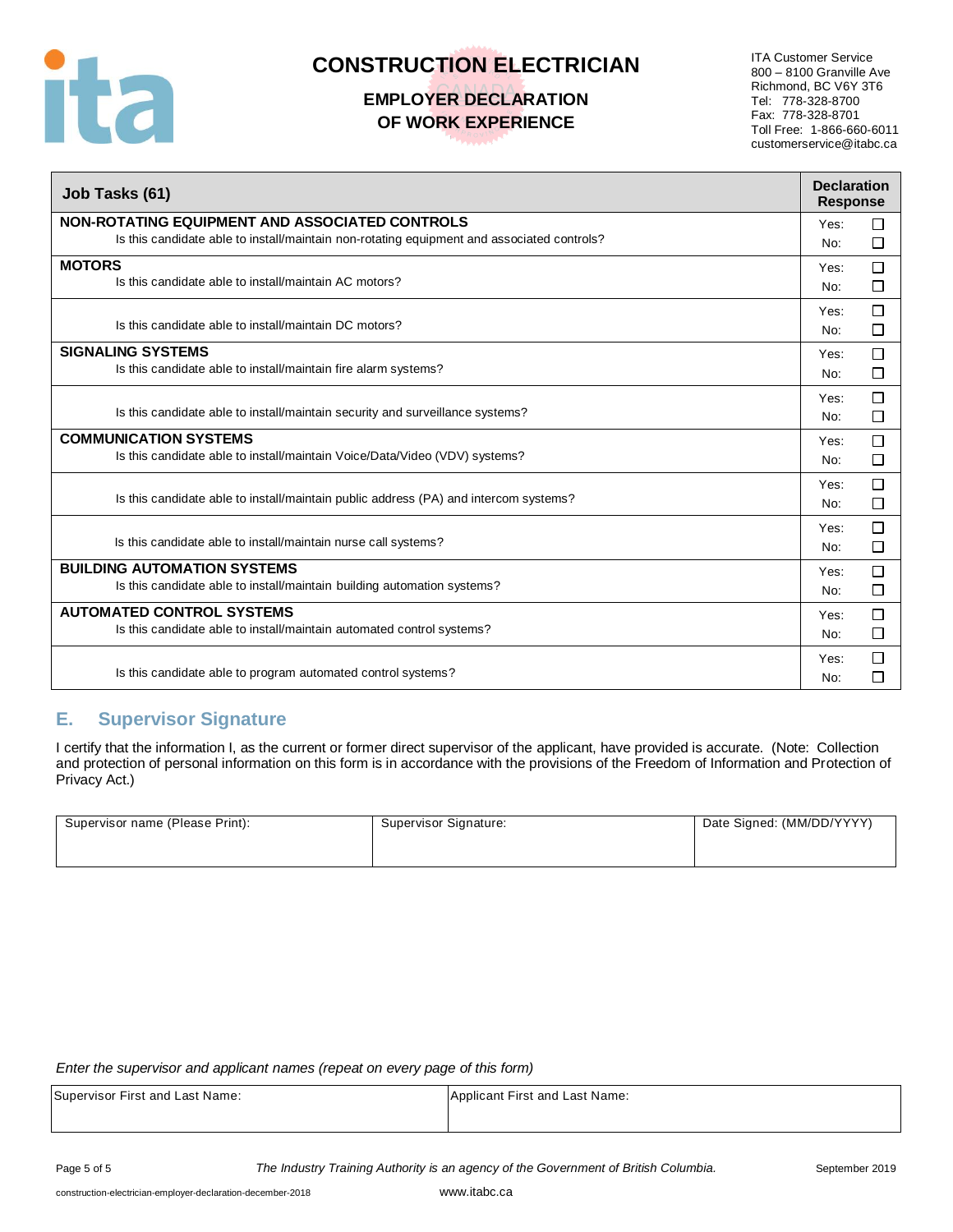# CONSTRUCTION ELECTRICIAN

## EMPLOYER DECLARATION OF WORK EXPERIENCE

ITA Customer Service
800 – 8100 Granville Ave
Richmond, BC V6Y 3T6
Tel: 778-328-8700
Fax: 778-328-8701
Toll Free: 1-866-660-6011
customerservice@itabc.ca

| Job Tasks (61) | Declaration Response |
|---|---|
| **NON-ROTATING EQUIPMENT AND ASSOCIATED CONTROLS**<br>Is this candidate able to install/maintain non-rotating equipment and associated controls? | Yes: ☐<br>No: ☐ |
| **MOTORS**<br>Is this candidate able to install/maintain AC motors? | Yes: ☐<br>No: ☐ |
| Is this candidate able to install/maintain DC motors? | Yes: ☐<br>No: ☐ |
| **SIGNALING SYSTEMS**<br>Is this candidate able to install/maintain fire alarm systems? | Yes: ☐<br>No: ☐ |
| Is this candidate able to install/maintain security and surveillance systems? | Yes: ☐<br>No: ☐ |
| **COMMUNICATION SYSTEMS**<br>Is this candidate able to install/maintain Voice/Data/Video (VDV) systems? | Yes: ☐<br>No: ☐ |
| Is this candidate able to install/maintain public address (PA) and intercom systems? | Yes: ☐<br>No: ☐ |
| Is this candidate able to install/maintain nurse call systems? | Yes: ☐<br>No: ☐ |
| **BUILDING AUTOMATION SYSTEMS**<br>Is this candidate able to install/maintain building automation systems? | Yes: ☐<br>No: ☐ |
| **AUTOMATED CONTROL SYSTEMS**<br>Is this candidate able to install/maintain automated control systems? | Yes: ☐<br>No: ☐ |
| Is this candidate able to program automated control systems? | Yes: ☐<br>No: ☐ |

## E. Supervisor Signature

I certify that the information I, as the current or former direct supervisor of the applicant, have provided is accurate. (Note: Collection and protection of personal information on this form is in accordance with the provisions of the Freedom of Information and Protection of Privacy Act.)

| Supervisor name (Please Print): | Supervisor Signature: | Date Signed: (MM/DD/YYYY) |
|---|---|---|
| | | |

*Enter the supervisor and applicant names (repeat on every page of this form)*

| Supervisor First and Last Name: | Applicant First and Last Name: |
|---|---|
| | |